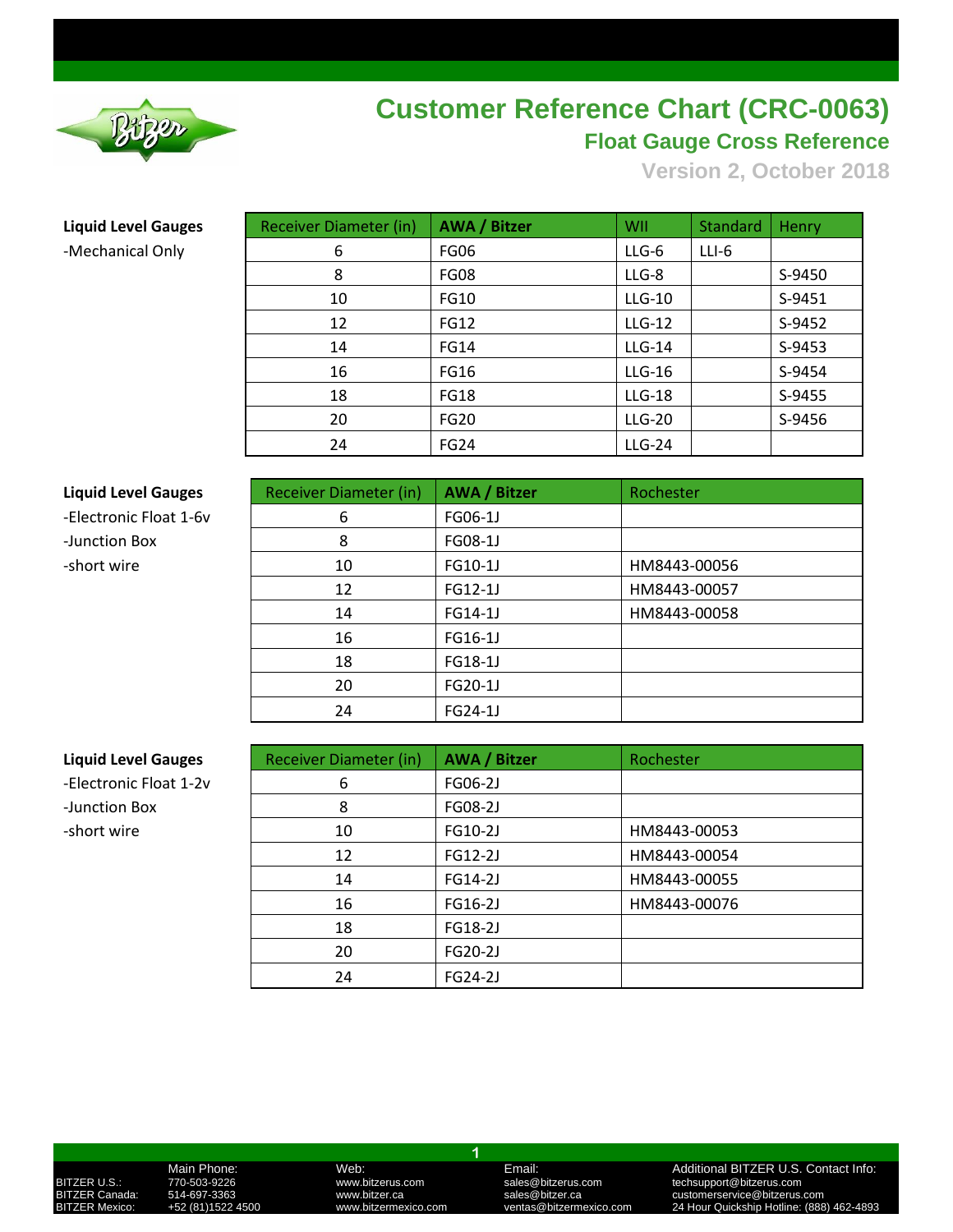# Customer Reference Chart (CRC-0063)

## Float Gauge Cross Reference

### Version 2, October 2018

**Liquid Level Gauges**
-Mechanical Only

| Receiver Diameter (in) | AWA / Bitzer | WII | Standard | Henry |
|---|---|---|---|---|
| 6 | FG06 | LLG-6 | LLI-6 | |
| 8 | FG08 | LLG-8 | | S-9450 |
| 10 | FG10 | LLG-10 | | S-9451 |
| 12 | FG12 | LLG-12 | | S-9452 |
| 14 | FG14 | LLG-14 | | S-9453 |
| 16 | FG16 | LLG-16 | | S-9454 |
| 18 | FG18 | LLG-18 | | S-9455 |
| 20 | FG20 | LLG-20 | | S-9456 |
| 24 | FG24 | LLG-24 | | |

**Liquid Level Gauges**
-Electronic Float 1-6v
-Junction Box
-short wire

| Receiver Diameter (in) | AWA / Bitzer | Rochester |
|---|---|---|
| 6 | FG06-1J | |
| 8 | FG08-1J | |
| 10 | FG10-1J | HM8443-00056 |
| 12 | FG12-1J | HM8443-00057 |
| 14 | FG14-1J | HM8443-00058 |
| 16 | FG16-1J | |
| 18 | FG18-1J | |
| 20 | FG20-1J | |
| 24 | FG24-1J | |

**Liquid Level Gauges**
-Electronic Float 1-2v
-Junction Box
-short wire

| Receiver Diameter (in) | AWA / Bitzer | Rochester |
|---|---|---|
| 6 | FG06-2J | |
| 8 | FG08-2J | |
| 10 | FG10-2J | HM8443-00053 |
| 12 | FG12-2J | HM8443-00054 |
| 14 | FG14-2J | HM8443-00055 |
| 16 | FG16-2J | HM8443-00076 |
| 18 | FG18-2J | |
| 20 | FG20-2J | |
| 24 | FG24-2J | |

| | Main Phone: | Web: | Email: | Additional BITZER U.S. Contact Info: |
|---|---|---|---|---|
| BITZER U.S.: | 770-503-9226 | www.bitzerus.com | sales@bitzerus.com | techsupport@bitzerus.com |
| BITZER Canada: | 514-697-3363 | www.bitzer.ca | sales@bitzer.ca | customerservice@bitzerus.com |
| BITZER Mexico: | +52 (81)1522 4500 | www.bitzermexico.com | ventas@bitzermexico.com | 24 Hour Quickship Hotline: (888) 462-4893 |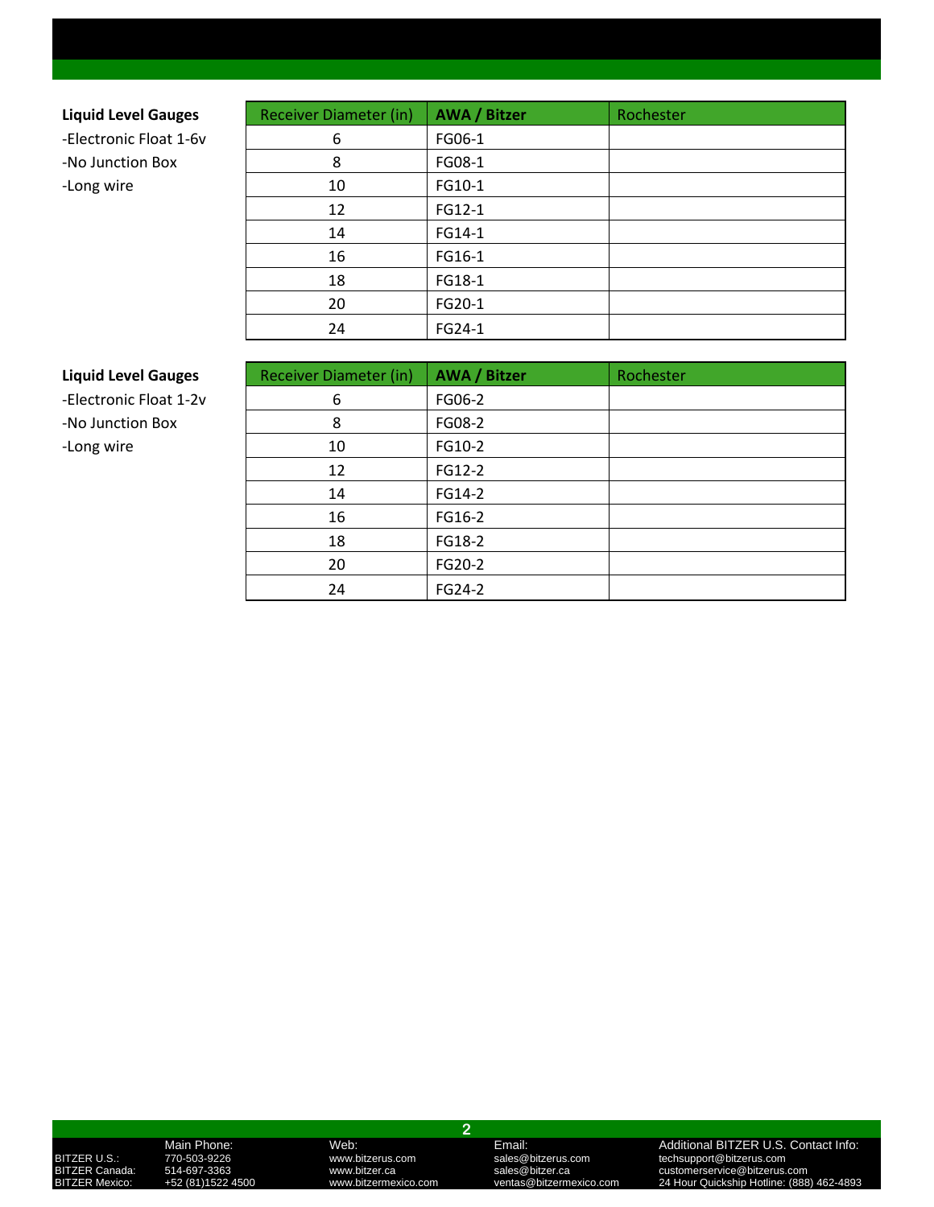**Liquid Level Gauges**

-Electronic Float 1-6v

-No Junction Box

-Long wire

| Receiver Diameter (in) | AWA / Bitzer | Rochester |
|---|---|---|
| 6 | FG06-1 | |
| 8 | FG08-1 | |
| 10 | FG10-1 | |
| 12 | FG12-1 | |
| 14 | FG14-1 | |
| 16 | FG16-1 | |
| 18 | FG18-1 | |
| 20 | FG20-1 | |
| 24 | FG24-1 | |

**Liquid Level Gauges**

-Electronic Float 1-2v

-No Junction Box

-Long wire

| Receiver Diameter (in) | AWA / Bitzer | Rochester |
|---|---|---|
| 6 | FG06-2 | |
| 8 | FG08-2 | |
| 10 | FG10-2 | |
| 12 | FG12-2 | |
| 14 | FG14-2 | |
| 16 | FG16-2 | |
| 18 | FG18-2 | |
| 20 | FG20-2 | |
| 24 | FG24-2 | |

| | Main Phone: | Web: | Email: | Additional BITZER U.S. Contact Info: |
|---|---|---|---|---|
| BITZER U.S.: | 770-503-9226 | www.bitzerus.com | sales@bitzerus.com | techsupport@bitzerus.com |
| BITZER Canada: | 514-697-3363 | www.bitzer.ca | sales@bitzer.ca | customerservice@bitzerus.com |
| BITZER Mexico: | +52 (81)1522 4500 | www.bitzermexico.com | ventas@bitzermexico.com | 24 Hour Quickship Hotline: (888) 462-4893 |